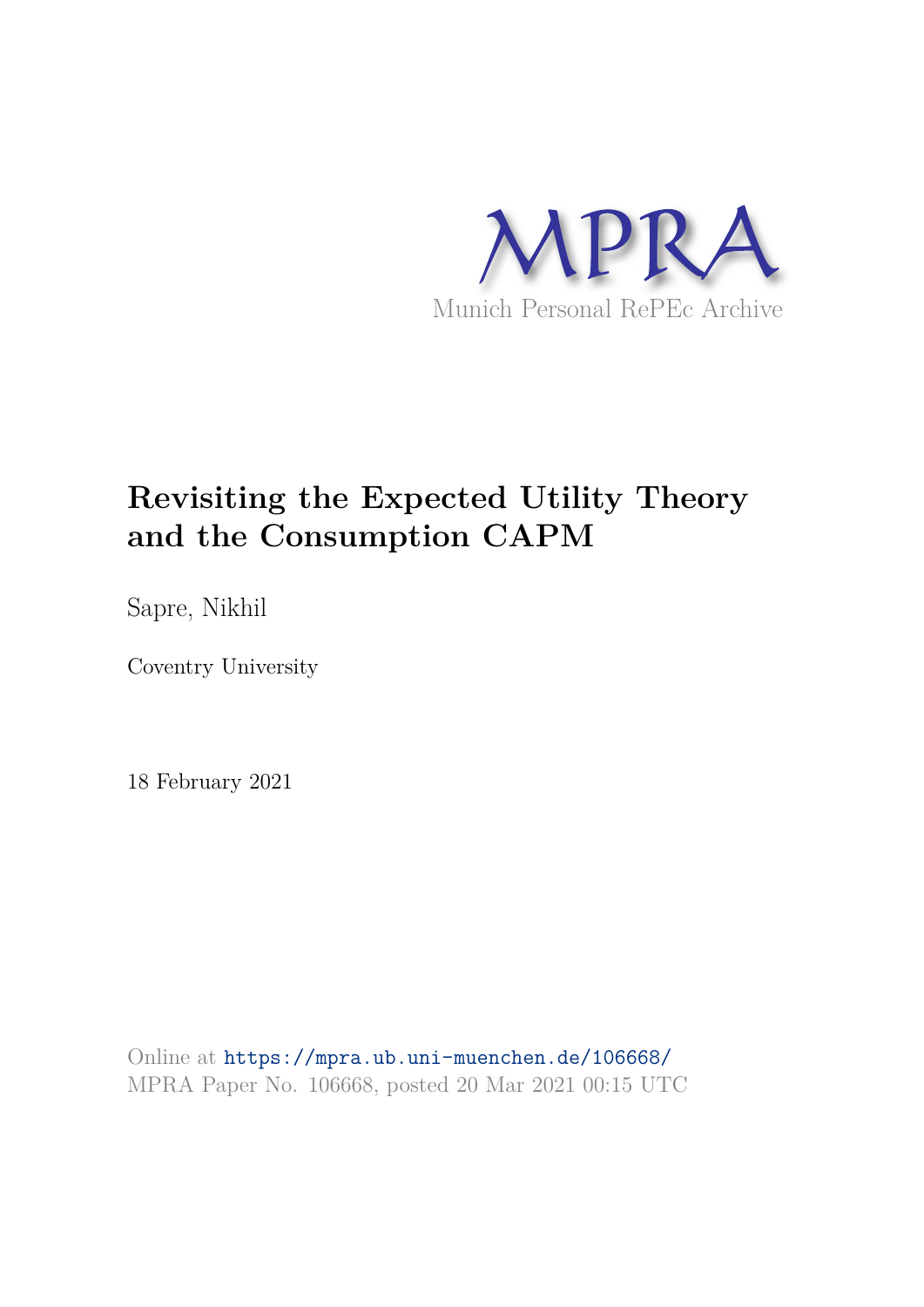MPRA

Munich Personal RePEc Archive

# Revisiting the Expected Utility Theory and the Consumption CAPM

Sapre, Nikhil

Coventry University

18 February 2021

Online at https://mpra.ub.uni-muenchen.de/106668/
MPRA Paper No. 106668, posted 20 Mar 2021 00:15 UTC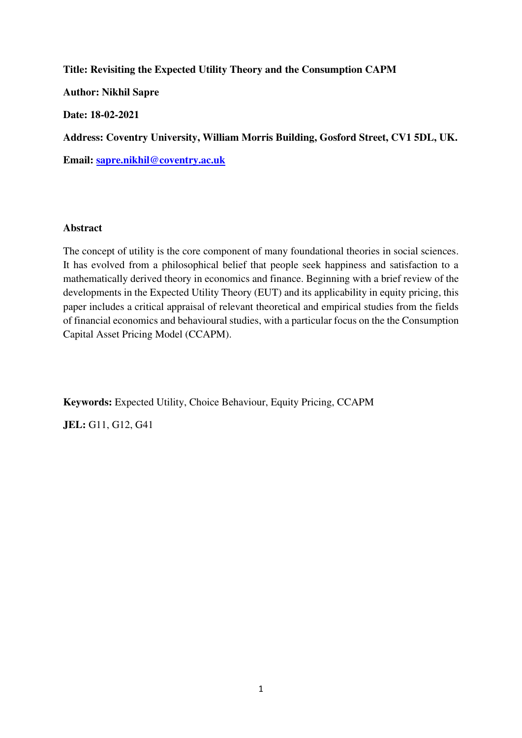**Title: Revisiting the Expected Utility Theory and the Consumption CAPM**

**Author: Nikhil Sapre**

**Date: 18-02-2021**

**Address: Coventry University, William Morris Building, Gosford Street, CV1 5DL, UK.**

**Email: sapre.nikhil@coventry.ac.uk**

## Abstract

The concept of utility is the core component of many foundational theories in social sciences. It has evolved from a philosophical belief that people seek happiness and satisfaction to a mathematically derived theory in economics and finance. Beginning with a brief review of the developments in the Expected Utility Theory (EUT) and its applicability in equity pricing, this paper includes a critical appraisal of relevant theoretical and empirical studies from the fields of financial economics and behavioural studies, with a particular focus on the the Consumption Capital Asset Pricing Model (CCAPM).

**Keywords:** Expected Utility, Choice Behaviour, Equity Pricing, CCAPM

**JEL:** G11, G12, G41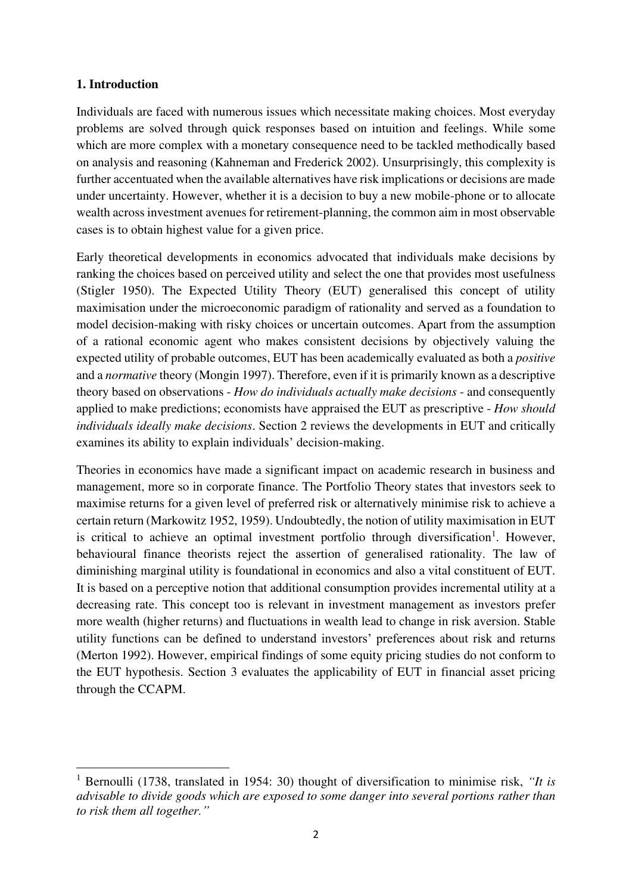## 1. Introduction

Individuals are faced with numerous issues which necessitate making choices. Most everyday problems are solved through quick responses based on intuition and feelings. While some which are more complex with a monetary consequence need to be tackled methodically based on analysis and reasoning (Kahneman and Frederick 2002). Unsurprisingly, this complexity is further accentuated when the available alternatives have risk implications or decisions are made under uncertainty. However, whether it is a decision to buy a new mobile-phone or to allocate wealth across investment avenues for retirement-planning, the common aim in most observable cases is to obtain highest value for a given price.

Early theoretical developments in economics advocated that individuals make decisions by ranking the choices based on perceived utility and select the one that provides most usefulness (Stigler 1950). The Expected Utility Theory (EUT) generalised this concept of utility maximisation under the microeconomic paradigm of rationality and served as a foundation to model decision-making with risky choices or uncertain outcomes. Apart from the assumption of a rational economic agent who makes consistent decisions by objectively valuing the expected utility of probable outcomes, EUT has been academically evaluated as both a *positive* and a *normative* theory (Mongin 1997). Therefore, even if it is primarily known as a descriptive theory based on observations - *How do individuals actually make decisions* - and consequently applied to make predictions; economists have appraised the EUT as prescriptive - *How should individuals ideally make decisions*. Section 2 reviews the developments in EUT and critically examines its ability to explain individuals' decision-making.

Theories in economics have made a significant impact on academic research in business and management, more so in corporate finance. The Portfolio Theory states that investors seek to maximise returns for a given level of preferred risk or alternatively minimise risk to achieve a certain return (Markowitz 1952, 1959). Undoubtedly, the notion of utility maximisation in EUT is critical to achieve an optimal investment portfolio through diversification[1]. However, behavioural finance theorists reject the assertion of generalised rationality. The law of diminishing marginal utility is foundational in economics and also a vital constituent of EUT. It is based on a perceptive notion that additional consumption provides incremental utility at a decreasing rate. This concept too is relevant in investment management as investors prefer more wealth (higher returns) and fluctuations in wealth lead to change in risk aversion. Stable utility functions can be defined to understand investors' preferences about risk and returns (Merton 1992). However, empirical findings of some equity pricing studies do not conform to the EUT hypothesis. Section 3 evaluates the applicability of EUT in financial asset pricing through the CCAPM.

---

[1] Bernoulli (1738, translated in 1954: 30) thought of diversification to minimise risk, *"It is advisable to divide goods which are exposed to some danger into several portions rather than to risk them all together."*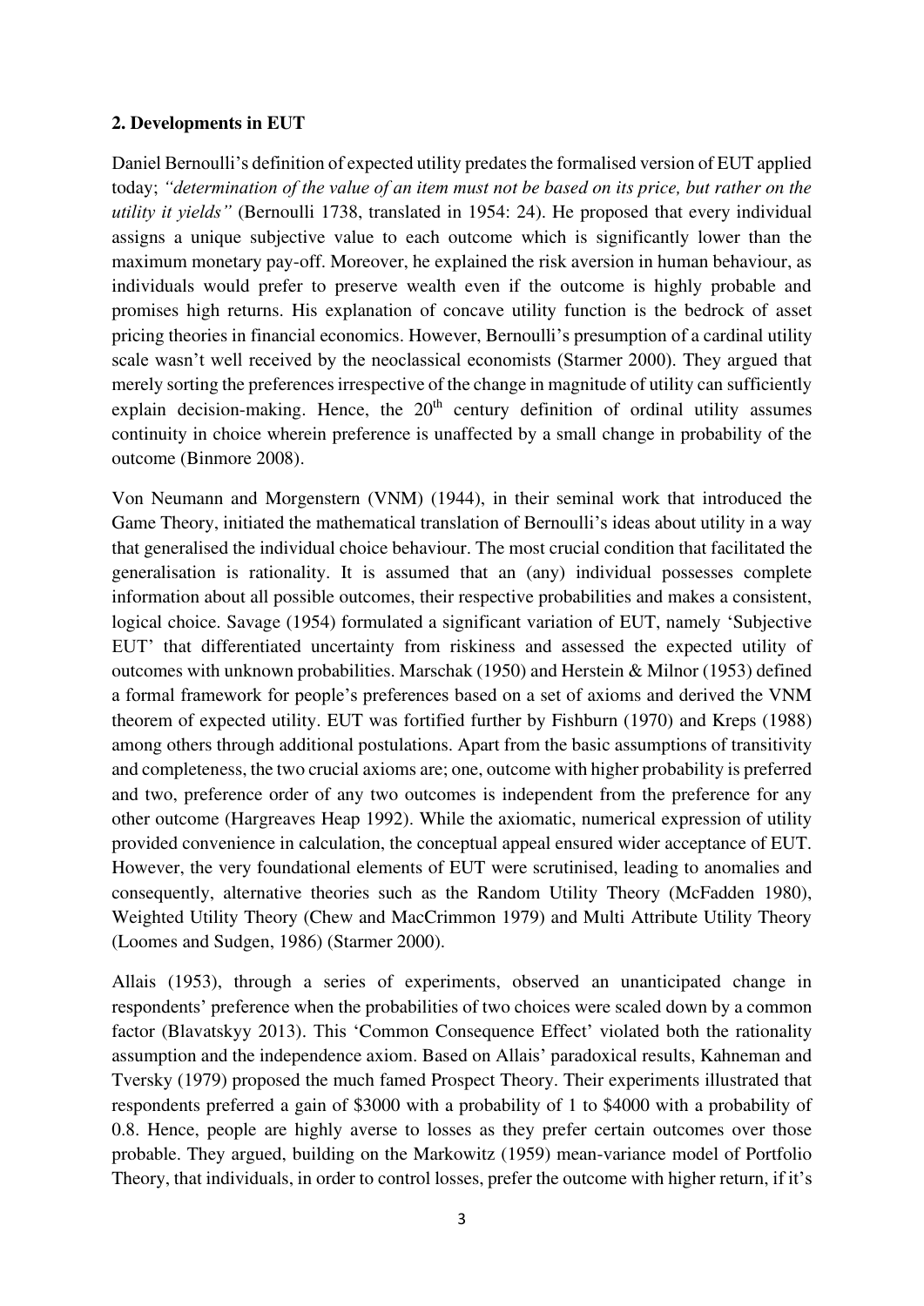**2. Developments in EUT**

Daniel Bernoulli's definition of expected utility predates the formalised version of EUT applied today; *"determination of the value of an item must not be based on its price, but rather on the utility it yields"* (Bernoulli 1738, translated in 1954: 24). He proposed that every individual assigns a unique subjective value to each outcome which is significantly lower than the maximum monetary pay-off. Moreover, he explained the risk aversion in human behaviour, as individuals would prefer to preserve wealth even if the outcome is highly probable and promises high returns. His explanation of concave utility function is the bedrock of asset pricing theories in financial economics. However, Bernoulli's presumption of a cardinal utility scale wasn't well received by the neoclassical economists (Starmer 2000). They argued that merely sorting the preferences irrespective of the change in magnitude of utility can sufficiently explain decision-making. Hence, the 20th century definition of ordinal utility assumes continuity in choice wherein preference is unaffected by a small change in probability of the outcome (Binmore 2008).

Von Neumann and Morgenstern (VNM) (1944), in their seminal work that introduced the Game Theory, initiated the mathematical translation of Bernoulli's ideas about utility in a way that generalised the individual choice behaviour. The most crucial condition that facilitated the generalisation is rationality. It is assumed that an (any) individual possesses complete information about all possible outcomes, their respective probabilities and makes a consistent, logical choice. Savage (1954) formulated a significant variation of EUT, namely 'Subjective EUT' that differentiated uncertainty from riskiness and assessed the expected utility of outcomes with unknown probabilities. Marschak (1950) and Herstein & Milnor (1953) defined a formal framework for people's preferences based on a set of axioms and derived the VNM theorem of expected utility. EUT was fortified further by Fishburn (1970) and Kreps (1988) among others through additional postulations. Apart from the basic assumptions of transitivity and completeness, the two crucial axioms are; one, outcome with higher probability is preferred and two, preference order of any two outcomes is independent from the preference for any other outcome (Hargreaves Heap 1992). While the axiomatic, numerical expression of utility provided convenience in calculation, the conceptual appeal ensured wider acceptance of EUT. However, the very foundational elements of EUT were scrutinised, leading to anomalies and consequently, alternative theories such as the Random Utility Theory (McFadden 1980), Weighted Utility Theory (Chew and MacCrimmon 1979) and Multi Attribute Utility Theory (Loomes and Sudgen, 1986) (Starmer 2000).

Allais (1953), through a series of experiments, observed an unanticipated change in respondents' preference when the probabilities of two choices were scaled down by a common factor (Blavatskyy 2013). This 'Common Consequence Effect' violated both the rationality assumption and the independence axiom. Based on Allais' paradoxical results, Kahneman and Tversky (1979) proposed the much famed Prospect Theory. Their experiments illustrated that respondents preferred a gain of \$3000 with a probability of 1 to \$4000 with a probability of 0.8. Hence, people are highly averse to losses as they prefer certain outcomes over those probable. They argued, building on the Markowitz (1959) mean-variance model of Portfolio Theory, that individuals, in order to control losses, prefer the outcome with higher return, if it's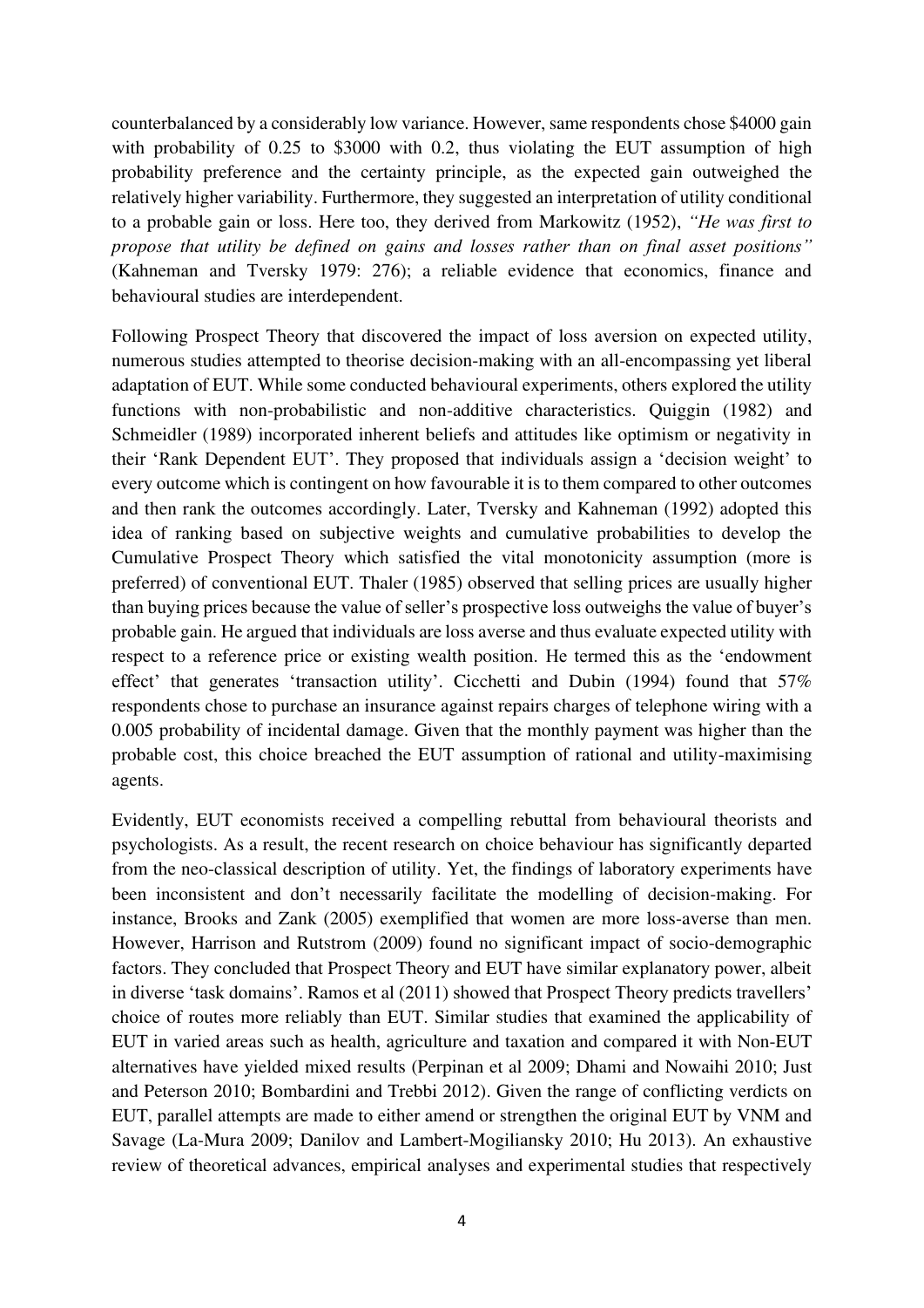counterbalanced by a considerably low variance. However, same respondents chose $4000 gain with probability of 0.25 to $3000 with 0.2, thus violating the EUT assumption of high probability preference and the certainty principle, as the expected gain outweighed the relatively higher variability. Furthermore, they suggested an interpretation of utility conditional to a probable gain or loss. Here too, they derived from Markowitz (1952), *"He was first to propose that utility be defined on gains and losses rather than on final asset positions"* (Kahneman and Tversky 1979: 276); a reliable evidence that economics, finance and behavioural studies are interdependent.

Following Prospect Theory that discovered the impact of loss aversion on expected utility, numerous studies attempted to theorise decision-making with an all-encompassing yet liberal adaptation of EUT. While some conducted behavioural experiments, others explored the utility functions with non-probabilistic and non-additive characteristics. Quiggin (1982) and Schmeidler (1989) incorporated inherent beliefs and attitudes like optimism or negativity in their 'Rank Dependent EUT'. They proposed that individuals assign a 'decision weight' to every outcome which is contingent on how favourable it is to them compared to other outcomes and then rank the outcomes accordingly. Later, Tversky and Kahneman (1992) adopted this idea of ranking based on subjective weights and cumulative probabilities to develop the Cumulative Prospect Theory which satisfied the vital monotonicity assumption (more is preferred) of conventional EUT. Thaler (1985) observed that selling prices are usually higher than buying prices because the value of seller's prospective loss outweighs the value of buyer's probable gain. He argued that individuals are loss averse and thus evaluate expected utility with respect to a reference price or existing wealth position. He termed this as the 'endowment effect' that generates 'transaction utility'. Cicchetti and Dubin (1994) found that 57% respondents chose to purchase an insurance against repairs charges of telephone wiring with a 0.005 probability of incidental damage. Given that the monthly payment was higher than the probable cost, this choice breached the EUT assumption of rational and utility-maximising agents.

Evidently, EUT economists received a compelling rebuttal from behavioural theorists and psychologists. As a result, the recent research on choice behaviour has significantly departed from the neo-classical description of utility. Yet, the findings of laboratory experiments have been inconsistent and don't necessarily facilitate the modelling of decision-making. For instance, Brooks and Zank (2005) exemplified that women are more loss-averse than men. However, Harrison and Rutstrom (2009) found no significant impact of socio-demographic factors. They concluded that Prospect Theory and EUT have similar explanatory power, albeit in diverse 'task domains'. Ramos et al (2011) showed that Prospect Theory predicts travellers' choice of routes more reliably than EUT. Similar studies that examined the applicability of EUT in varied areas such as health, agriculture and taxation and compared it with Non-EUT alternatives have yielded mixed results (Perpinan et al 2009; Dhami and Nowaihi 2010; Just and Peterson 2010; Bombardini and Trebbi 2012). Given the range of conflicting verdicts on EUT, parallel attempts are made to either amend or strengthen the original EUT by VNM and Savage (La-Mura 2009; Danilov and Lambert-Mogiliansky 2010; Hu 2013). An exhaustive review of theoretical advances, empirical analyses and experimental studies that respectively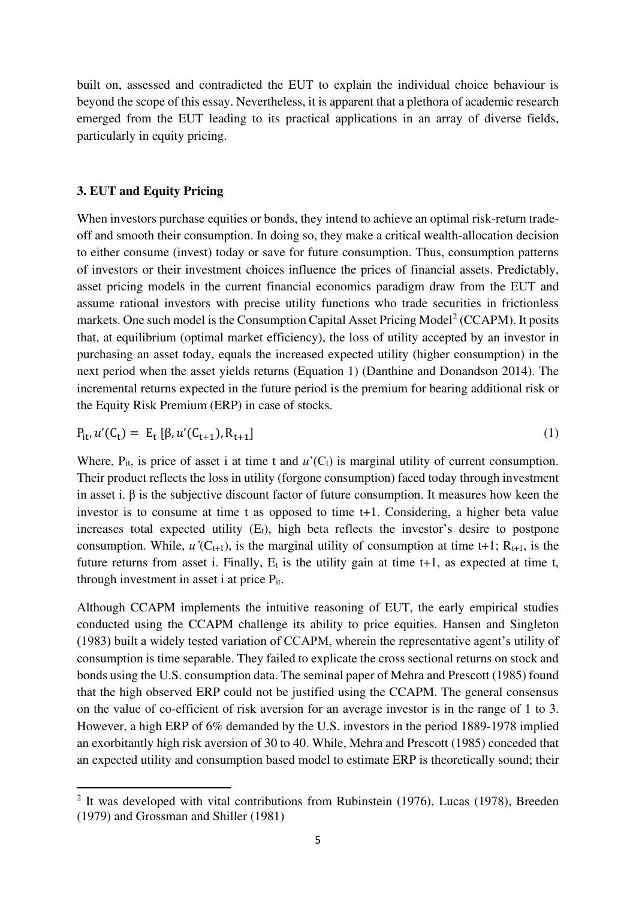built on, assessed and contradicted the EUT to explain the individual choice behaviour is beyond the scope of this essay. Nevertheless, it is apparent that a plethora of academic research emerged from the EUT leading to its practical applications in an array of diverse fields, particularly in equity pricing.

### 3. EUT and Equity Pricing

When investors purchase equities or bonds, they intend to achieve an optimal risk-return trade-off and smooth their consumption. In doing so, they make a critical wealth-allocation decision to either consume (invest) today or save for future consumption. Thus, consumption patterns of investors or their investment choices influence the prices of financial assets. Predictably, asset pricing models in the current financial economics paradigm draw from the EUT and assume rational investors with precise utility functions who trade securities in frictionless markets. One such model is the Consumption Capital Asset Pricing Model[2] (CCAPM). It posits that, at equilibrium (optimal market efficiency), the loss of utility accepted by an investor in purchasing an asset today, equals the increased expected utility (higher consumption) in the next period when the asset yields returns (Equation 1) (Danthine and Donandson 2014). The incremental returns expected in the future period is the premium for bearing additional risk or the Equity Risk Premium (ERP) in case of stocks.

$$\mathrm{P_{it}}, u'(\mathrm{C_t}) = \mathrm{E_t}\,[\beta, u'(\mathrm{C_{t+1}}), \mathrm{R_{t+1}}] \tag{1}$$

Where, $P_{it}$, is price of asset i at time t and $u'(C_t)$ is marginal utility of current consumption. Their product reflects the loss in utility (forgone consumption) faced today through investment in asset i. β is the subjective discount factor of future consumption. It measures how keen the investor is to consume at time t as opposed to time t+1. Considering, a higher beta value increases total expected utility ($E_t$), high beta reflects the investor's desire to postpone consumption. While, $u'(C_{t+1})$, is the marginal utility of consumption at time t+1; $R_{t+1}$, is the future returns from asset i. Finally, $E_t$ is the utility gain at time t+1, as expected at time t, through investment in asset i at price $P_{it}$.

Although CCAPM implements the intuitive reasoning of EUT, the early empirical studies conducted using the CCAPM challenge its ability to price equities. Hansen and Singleton (1983) built a widely tested variation of CCAPM, wherein the representative agent's utility of consumption is time separable. They failed to explicate the cross sectional returns on stock and bonds using the U.S. consumption data. The seminal paper of Mehra and Prescott (1985) found that the high observed ERP could not be justified using the CCAPM. The general consensus on the value of co-efficient of risk aversion for an average investor is in the range of 1 to 3. However, a high ERP of 6% demanded by the U.S. investors in the period 1889-1978 implied an exorbitantly high risk aversion of 30 to 40. While, Mehra and Prescott (1985) conceded that an expected utility and consumption based model to estimate ERP is theoretically sound; their

[2] It was developed with vital contributions from Rubinstein (1976), Lucas (1978), Breeden (1979) and Grossman and Shiller (1981)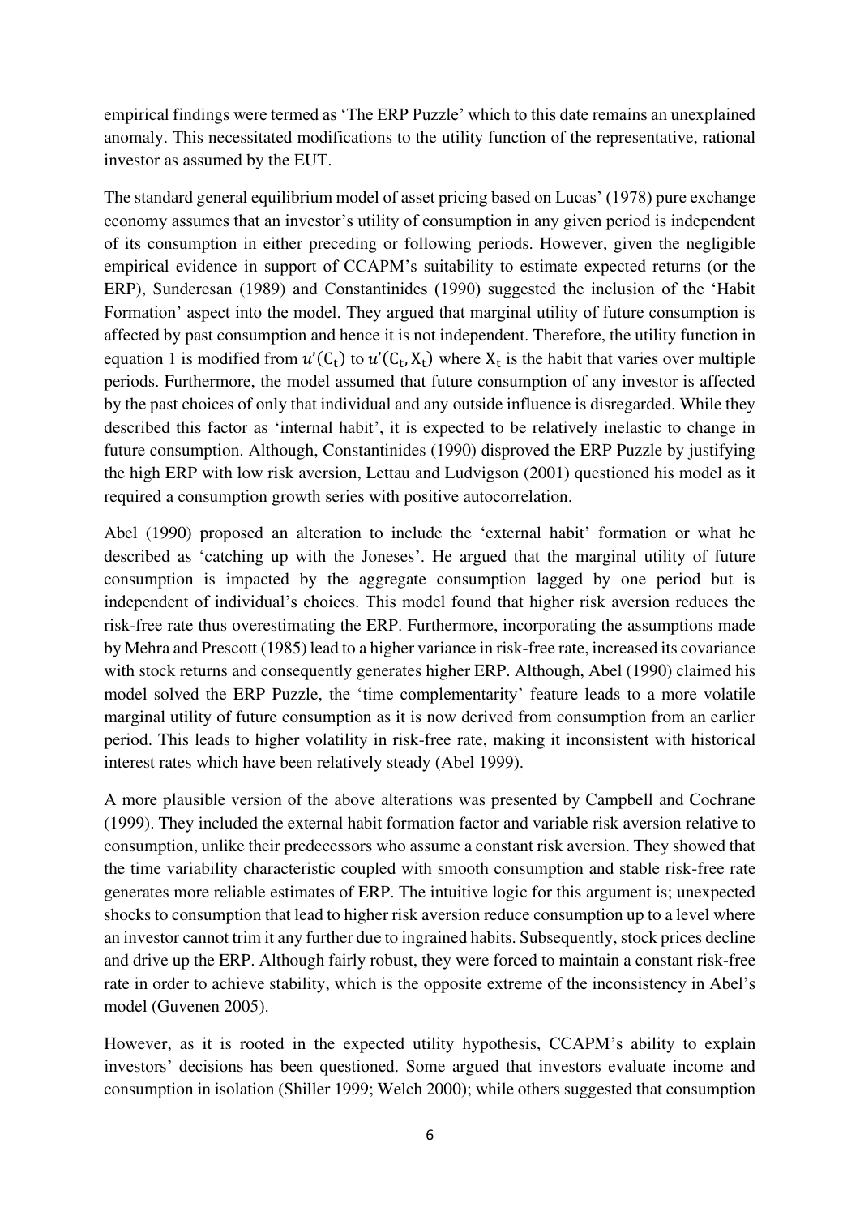empirical findings were termed as 'The ERP Puzzle' which to this date remains an unexplained anomaly. This necessitated modifications to the utility function of the representative, rational investor as assumed by the EUT.

The standard general equilibrium model of asset pricing based on Lucas' (1978) pure exchange economy assumes that an investor's utility of consumption in any given period is independent of its consumption in either preceding or following periods. However, given the negligible empirical evidence in support of CCAPM's suitability to estimate expected returns (or the ERP), Sunderesan (1989) and Constantinides (1990) suggested the inclusion of the 'Habit Formation' aspect into the model. They argued that marginal utility of future consumption is affected by past consumption and hence it is not independent. Therefore, the utility function in equation 1 is modified from $u'(C_t)$ to $u'(C_t, X_t)$ where $X_t$ is the habit that varies over multiple periods. Furthermore, the model assumed that future consumption of any investor is affected by the past choices of only that individual and any outside influence is disregarded. While they described this factor as 'internal habit', it is expected to be relatively inelastic to change in future consumption. Although, Constantinides (1990) disproved the ERP Puzzle by justifying the high ERP with low risk aversion, Lettau and Ludvigson (2001) questioned his model as it required a consumption growth series with positive autocorrelation.

Abel (1990) proposed an alteration to include the 'external habit' formation or what he described as 'catching up with the Joneses'. He argued that the marginal utility of future consumption is impacted by the aggregate consumption lagged by one period but is independent of individual's choices. This model found that higher risk aversion reduces the risk-free rate thus overestimating the ERP. Furthermore, incorporating the assumptions made by Mehra and Prescott (1985) lead to a higher variance in risk-free rate, increased its covariance with stock returns and consequently generates higher ERP. Although, Abel (1990) claimed his model solved the ERP Puzzle, the 'time complementarity' feature leads to a more volatile marginal utility of future consumption as it is now derived from consumption from an earlier period. This leads to higher volatility in risk-free rate, making it inconsistent with historical interest rates which have been relatively steady (Abel 1999).

A more plausible version of the above alterations was presented by Campbell and Cochrane (1999). They included the external habit formation factor and variable risk aversion relative to consumption, unlike their predecessors who assume a constant risk aversion. They showed that the time variability characteristic coupled with smooth consumption and stable risk-free rate generates more reliable estimates of ERP. The intuitive logic for this argument is; unexpected shocks to consumption that lead to higher risk aversion reduce consumption up to a level where an investor cannot trim it any further due to ingrained habits. Subsequently, stock prices decline and drive up the ERP. Although fairly robust, they were forced to maintain a constant risk-free rate in order to achieve stability, which is the opposite extreme of the inconsistency in Abel's model (Guvenen 2005).

However, as it is rooted in the expected utility hypothesis, CCAPM's ability to explain investors' decisions has been questioned. Some argued that investors evaluate income and consumption in isolation (Shiller 1999; Welch 2000); while others suggested that consumption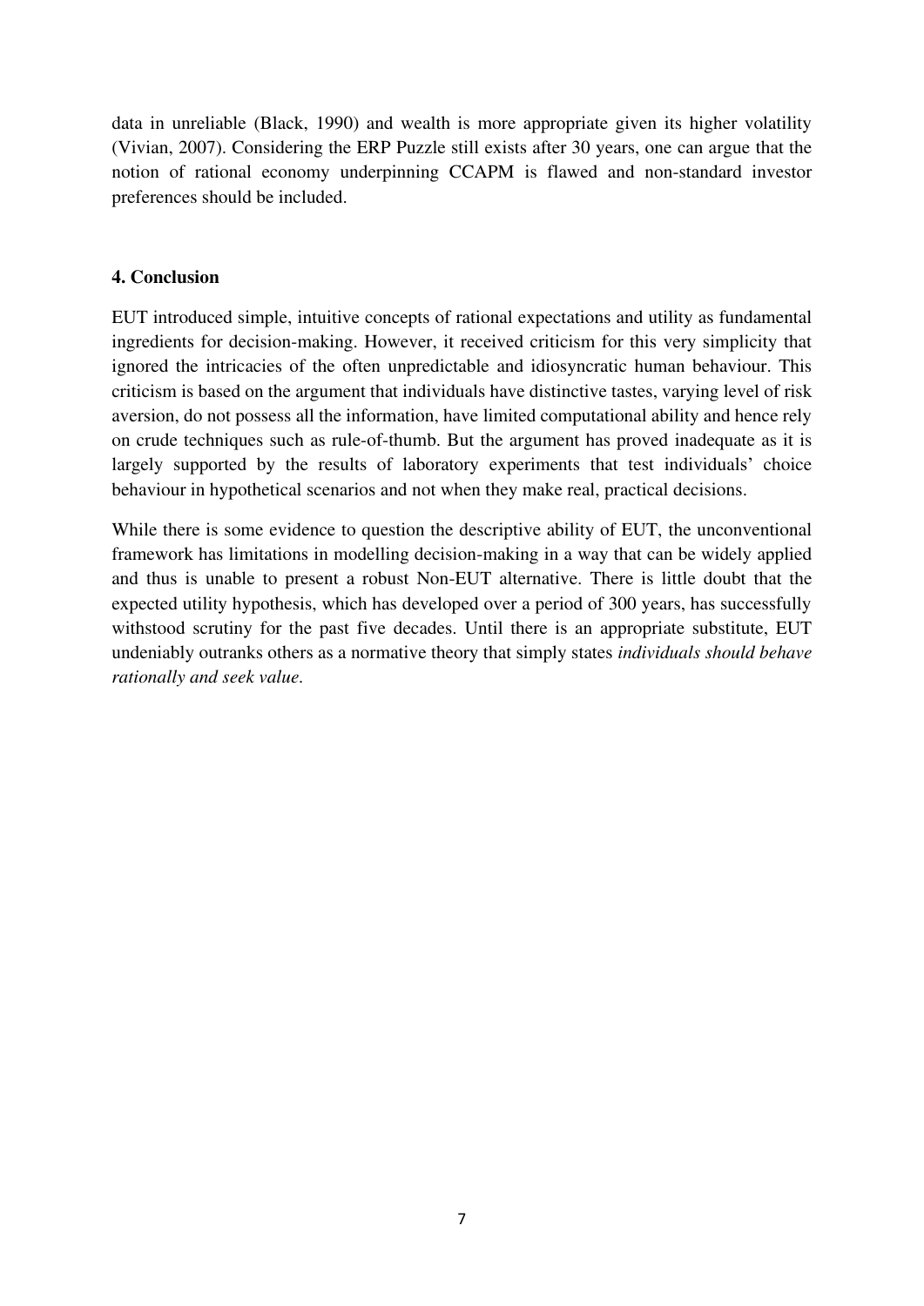data in unreliable (Black, 1990) and wealth is more appropriate given its higher volatility (Vivian, 2007). Considering the ERP Puzzle still exists after 30 years, one can argue that the notion of rational economy underpinning CCAPM is flawed and non-standard investor preferences should be included.

## 4. Conclusion

EUT introduced simple, intuitive concepts of rational expectations and utility as fundamental ingredients for decision-making. However, it received criticism for this very simplicity that ignored the intricacies of the often unpredictable and idiosyncratic human behaviour. This criticism is based on the argument that individuals have distinctive tastes, varying level of risk aversion, do not possess all the information, have limited computational ability and hence rely on crude techniques such as rule-of-thumb. But the argument has proved inadequate as it is largely supported by the results of laboratory experiments that test individuals' choice behaviour in hypothetical scenarios and not when they make real, practical decisions.

While there is some evidence to question the descriptive ability of EUT, the unconventional framework has limitations in modelling decision-making in a way that can be widely applied and thus is unable to present a robust Non-EUT alternative. There is little doubt that the expected utility hypothesis, which has developed over a period of 300 years, has successfully withstood scrutiny for the past five decades. Until there is an appropriate substitute, EUT undeniably outranks others as a normative theory that simply states *individuals should behave rationally and seek value.*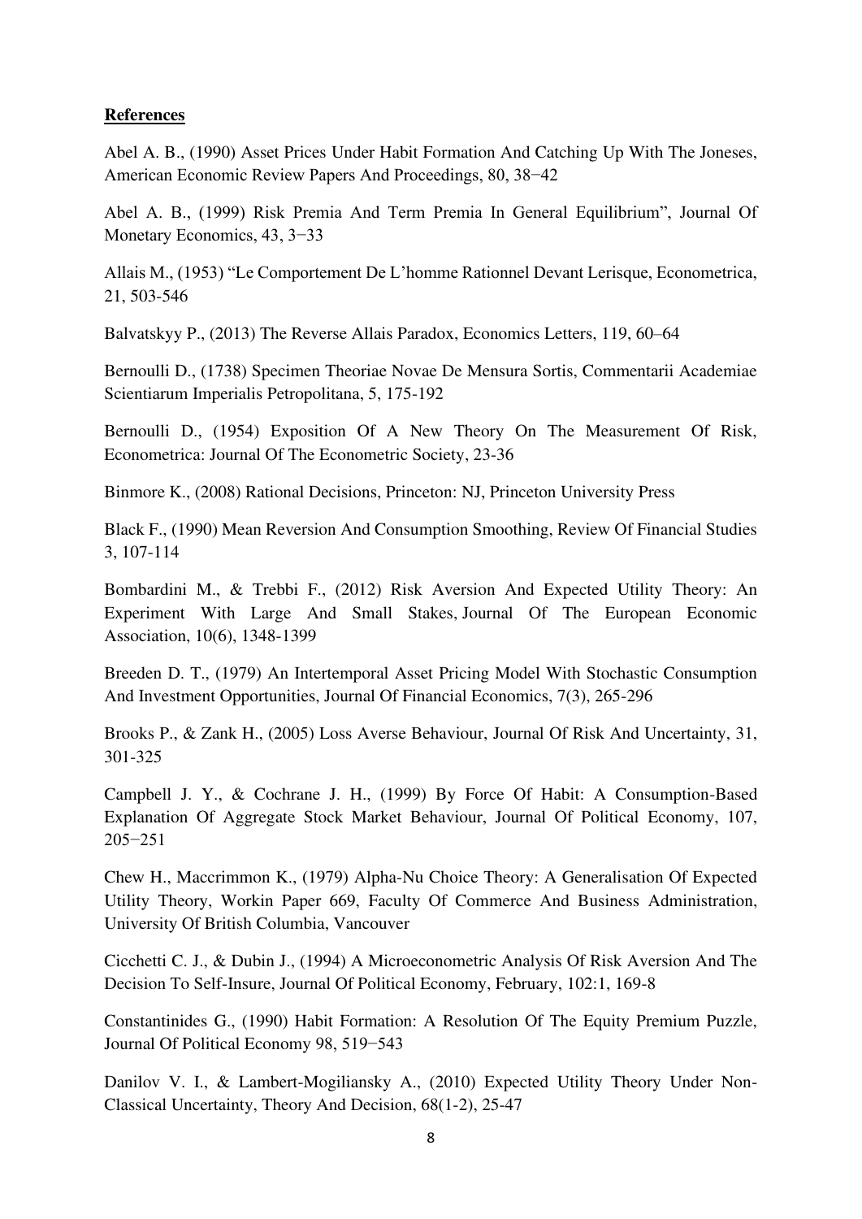**References**

Abel A. B., (1990) Asset Prices Under Habit Formation And Catching Up With The Joneses, American Economic Review Papers And Proceedings, 80, 38−42

Abel A. B., (1999) Risk Premia And Term Premia In General Equilibrium", Journal Of Monetary Economics, 43, 3−33

Allais M., (1953) "Le Comportement De L'homme Rationnel Devant Lerisque, Econometrica, 21, 503-546

Balvatskyy P., (2013) The Reverse Allais Paradox, Economics Letters, 119, 60–64

Bernoulli D., (1738) Specimen Theoriae Novae De Mensura Sortis, Commentarii Academiae Scientiarum Imperialis Petropolitana, 5, 175-192

Bernoulli D., (1954) Exposition Of A New Theory On The Measurement Of Risk, Econometrica: Journal Of The Econometric Society, 23-36

Binmore K., (2008) Rational Decisions, Princeton: NJ, Princeton University Press

Black F., (1990) Mean Reversion And Consumption Smoothing, Review Of Financial Studies 3, 107-114

Bombardini M., & Trebbi F., (2012) Risk Aversion And Expected Utility Theory: An Experiment With Large And Small Stakes, Journal Of The European Economic Association, 10(6), 1348-1399

Breeden D. T., (1979) An Intertemporal Asset Pricing Model With Stochastic Consumption And Investment Opportunities, Journal Of Financial Economics, 7(3), 265-296

Brooks P., & Zank H., (2005) Loss Averse Behaviour, Journal Of Risk And Uncertainty, 31, 301-325

Campbell J. Y., & Cochrane J. H., (1999) By Force Of Habit: A Consumption-Based Explanation Of Aggregate Stock Market Behaviour, Journal Of Political Economy, 107, 205−251

Chew H., Maccrimmon K., (1979) Alpha-Nu Choice Theory: A Generalisation Of Expected Utility Theory, Workin Paper 669, Faculty Of Commerce And Business Administration, University Of British Columbia, Vancouver

Cicchetti C. J., & Dubin J., (1994) A Microeconometric Analysis Of Risk Aversion And The Decision To Self-Insure, Journal Of Political Economy, February, 102:1, 169-8

Constantinides G., (1990) Habit Formation: A Resolution Of The Equity Premium Puzzle, Journal Of Political Economy 98, 519−543

Danilov V. I., & Lambert-Mogiliansky A., (2010) Expected Utility Theory Under Non-Classical Uncertainty, Theory And Decision, 68(1-2), 25-47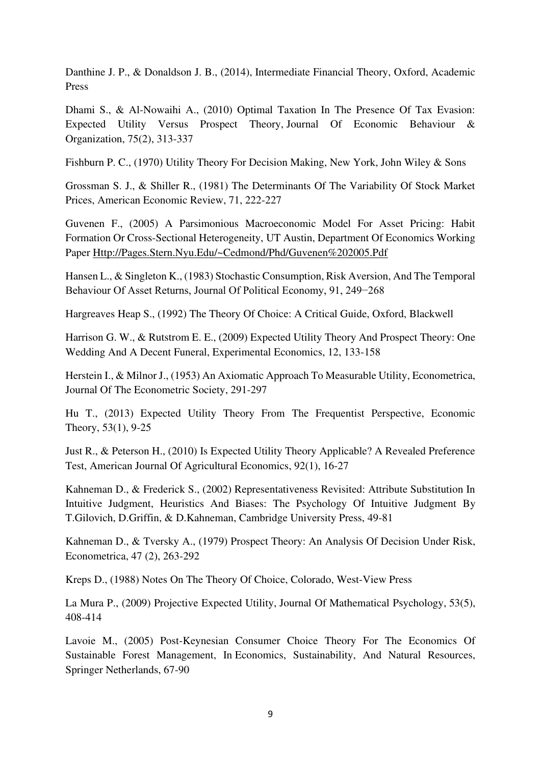Danthine J. P., & Donaldson J. B., (2014), Intermediate Financial Theory, Oxford, Academic Press

Dhami S., & Al-Nowaihi A., (2010) Optimal Taxation In The Presence Of Tax Evasion: Expected Utility Versus Prospect Theory, Journal Of Economic Behaviour & Organization, 75(2), 313-337

Fishburn P. C., (1970) Utility Theory For Decision Making, New York, John Wiley & Sons

Grossman S. J., & Shiller R., (1981) The Determinants Of The Variability Of Stock Market Prices, American Economic Review, 71, 222-227

Guvenen F., (2005) A Parsimonious Macroeconomic Model For Asset Pricing: Habit Formation Or Cross-Sectional Heterogeneity, UT Austin, Department Of Economics Working Paper Http://Pages.Stern.Nyu.Edu/~Cedmond/Phd/Guvenen%202005.Pdf

Hansen L., & Singleton K., (1983) Stochastic Consumption, Risk Aversion, And The Temporal Behaviour Of Asset Returns, Journal Of Political Economy, 91, 249−268

Hargreaves Heap S., (1992) The Theory Of Choice: A Critical Guide, Oxford, Blackwell

Harrison G. W., & Rutstrom E. E., (2009) Expected Utility Theory And Prospect Theory: One Wedding And A Decent Funeral, Experimental Economics, 12, 133-158

Herstein I., & Milnor J., (1953) An Axiomatic Approach To Measurable Utility, Econometrica, Journal Of The Econometric Society, 291-297

Hu T., (2013) Expected Utility Theory From The Frequentist Perspective, Economic Theory, 53(1), 9-25

Just R., & Peterson H., (2010) Is Expected Utility Theory Applicable? A Revealed Preference Test, American Journal Of Agricultural Economics, 92(1), 16-27

Kahneman D., & Frederick S., (2002) Representativeness Revisited: Attribute Substitution In Intuitive Judgment, Heuristics And Biases: The Psychology Of Intuitive Judgment By T.Gilovich, D.Griffin, & D.Kahneman, Cambridge University Press, 49-81

Kahneman D., & Tversky A., (1979) Prospect Theory: An Analysis Of Decision Under Risk, Econometrica, 47 (2), 263-292

Kreps D., (1988) Notes On The Theory Of Choice, Colorado, West-View Press

La Mura P., (2009) Projective Expected Utility, Journal Of Mathematical Psychology, 53(5), 408-414

Lavoie M., (2005) Post-Keynesian Consumer Choice Theory For The Economics Of Sustainable Forest Management, In Economics, Sustainability, And Natural Resources, Springer Netherlands, 67-90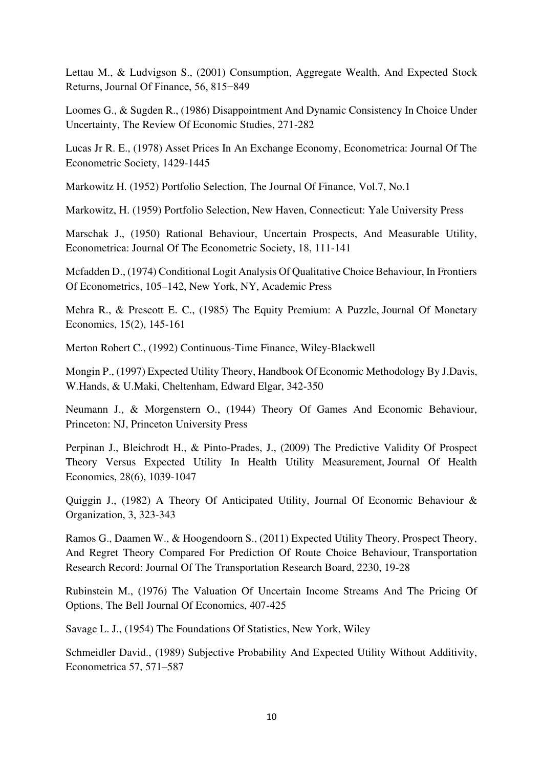Lettau M., & Ludvigson S., (2001) Consumption, Aggregate Wealth, And Expected Stock Returns, Journal Of Finance, 56, 815−849

Loomes G., & Sugden R., (1986) Disappointment And Dynamic Consistency In Choice Under Uncertainty, The Review Of Economic Studies, 271-282

Lucas Jr R. E., (1978) Asset Prices In An Exchange Economy, Econometrica: Journal Of The Econometric Society, 1429-1445

Markowitz H. (1952) Portfolio Selection, The Journal Of Finance, Vol.7, No.1

Markowitz, H. (1959) Portfolio Selection, New Haven, Connecticut: Yale University Press

Marschak J., (1950) Rational Behaviour, Uncertain Prospects, And Measurable Utility, Econometrica: Journal Of The Econometric Society, 18, 111-141

Mcfadden D., (1974) Conditional Logit Analysis Of Qualitative Choice Behaviour, In Frontiers Of Econometrics, 105–142, New York, NY, Academic Press

Mehra R., & Prescott E. C., (1985) The Equity Premium: A Puzzle, Journal Of Monetary Economics, 15(2), 145-161

Merton Robert C., (1992) Continuous-Time Finance, Wiley-Blackwell

Mongin P., (1997) Expected Utility Theory, Handbook Of Economic Methodology By J.Davis, W.Hands, & U.Maki, Cheltenham, Edward Elgar, 342-350

Neumann J., & Morgenstern O., (1944) Theory Of Games And Economic Behaviour, Princeton: NJ, Princeton University Press

Perpinan J., Bleichrodt H., & Pinto-Prades, J., (2009) The Predictive Validity Of Prospect Theory Versus Expected Utility In Health Utility Measurement, Journal Of Health Economics, 28(6), 1039-1047

Quiggin J., (1982) A Theory Of Anticipated Utility, Journal Of Economic Behaviour & Organization, 3, 323-343

Ramos G., Daamen W., & Hoogendoorn S., (2011) Expected Utility Theory, Prospect Theory, And Regret Theory Compared For Prediction Of Route Choice Behaviour, Transportation Research Record: Journal Of The Transportation Research Board, 2230, 19-28

Rubinstein M., (1976) The Valuation Of Uncertain Income Streams And The Pricing Of Options, The Bell Journal Of Economics, 407-425

Savage L. J., (1954) The Foundations Of Statistics, New York, Wiley

Schmeidler David., (1989) Subjective Probability And Expected Utility Without Additivity, Econometrica 57, 571–587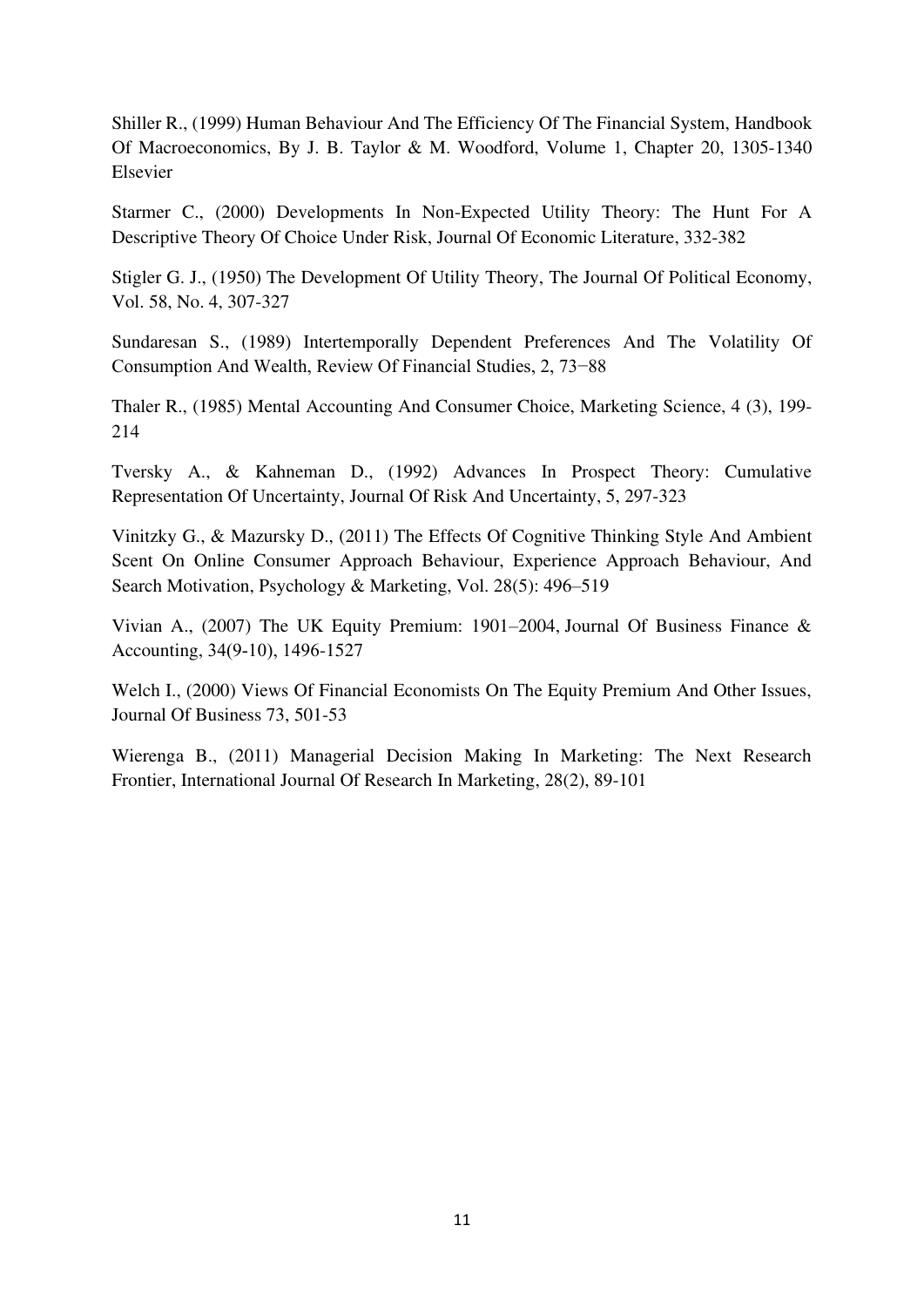Shiller R., (1999) Human Behaviour And The Efficiency Of The Financial System, Handbook Of Macroeconomics, By J. B. Taylor & M. Woodford, Volume 1, Chapter 20, 1305-1340 Elsevier

Starmer C., (2000) Developments In Non-Expected Utility Theory: The Hunt For A Descriptive Theory Of Choice Under Risk, Journal Of Economic Literature, 332-382

Stigler G. J., (1950) The Development Of Utility Theory, The Journal Of Political Economy, Vol. 58, No. 4, 307-327

Sundaresan S., (1989) Intertemporally Dependent Preferences And The Volatility Of Consumption And Wealth, Review Of Financial Studies, 2, 73−88

Thaler R., (1985) Mental Accounting And Consumer Choice, Marketing Science, 4 (3), 199-214

Tversky A., & Kahneman D., (1992) Advances In Prospect Theory: Cumulative Representation Of Uncertainty, Journal Of Risk And Uncertainty, 5, 297-323

Vinitzky G., & Mazursky D., (2011) The Effects Of Cognitive Thinking Style And Ambient Scent On Online Consumer Approach Behaviour, Experience Approach Behaviour, And Search Motivation, Psychology & Marketing, Vol. 28(5): 496–519

Vivian A., (2007) The UK Equity Premium: 1901–2004, Journal Of Business Finance & Accounting, 34(9-10), 1496-1527

Welch I., (2000) Views Of Financial Economists On The Equity Premium And Other Issues, Journal Of Business 73, 501-53

Wierenga B., (2011) Managerial Decision Making In Marketing: The Next Research Frontier, International Journal Of Research In Marketing, 28(2), 89-101